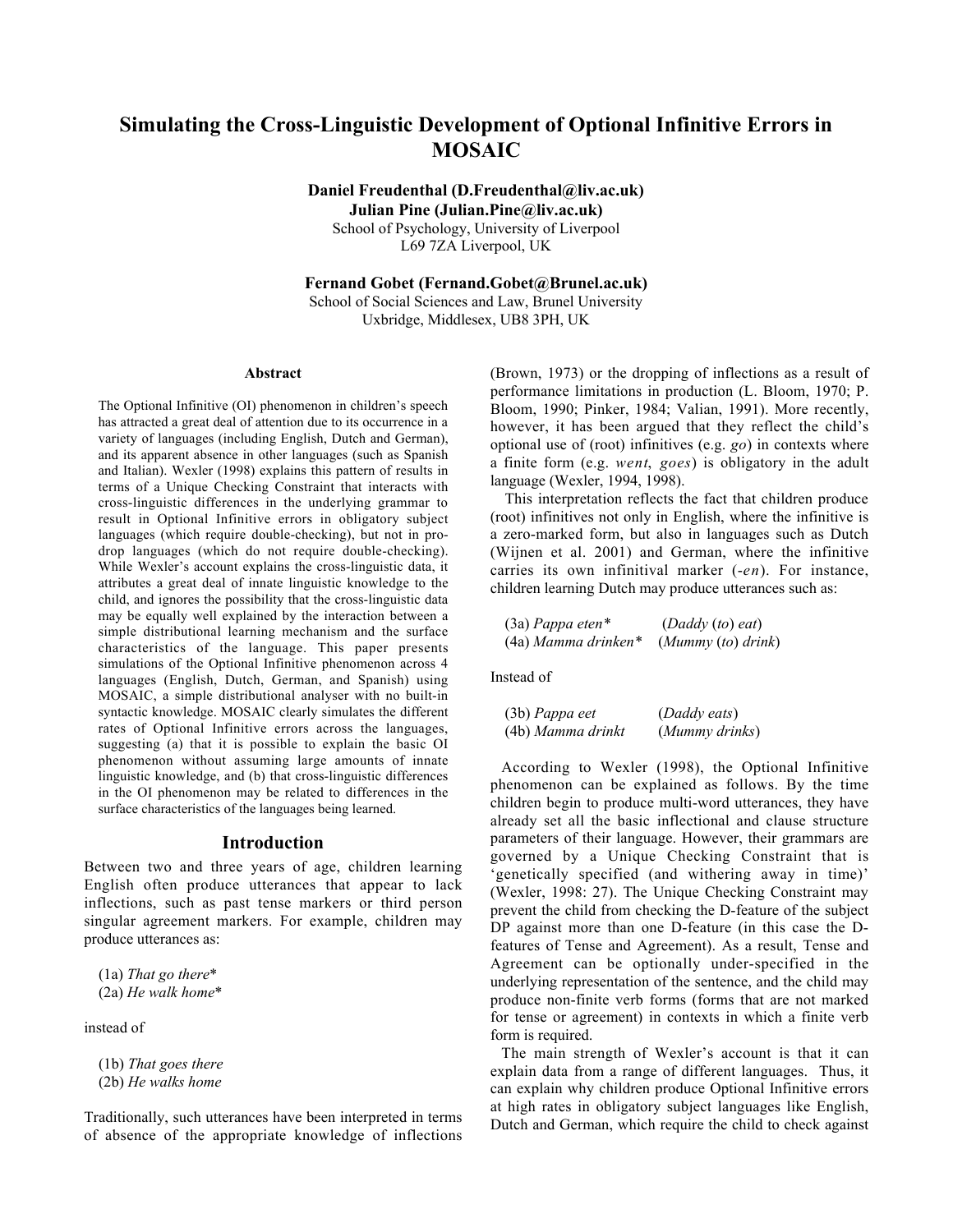# Simulating the Cross-Linguistic Development of Optional Infinitive Errors in MOSAIC

**Daniel Freudenthal (D.Freudenthal@liv.ac.uk)**
**Julian Pine (Julian.Pine@liv.ac.uk)**
School of Psychology, University of Liverpool
L69 7ZA Liverpool, UK

**Fernand Gobet (Fernand.Gobet@Brunel.ac.uk)**
School of Social Sciences and Law, Brunel University
Uxbridge, Middlesex, UB8 3PH, UK

## Abstract

The Optional Infinitive (OI) phenomenon in children's speech has attracted a great deal of attention due to its occurrence in a variety of languages (including English, Dutch and German), and its apparent absence in other languages (such as Spanish and Italian). Wexler (1998) explains this pattern of results in terms of a Unique Checking Constraint that interacts with cross-linguistic differences in the underlying grammar to result in Optional Infinitive errors in obligatory subject languages (which require double-checking), but not in pro-drop languages (which do not require double-checking). While Wexler's account explains the cross-linguistic data, it attributes a great deal of innate linguistic knowledge to the child, and ignores the possibility that the cross-linguistic data may be equally well explained by the interaction between a simple distributional learning mechanism and the surface characteristics of the language. This paper presents simulations of the Optional Infinitive phenomenon across 4 languages (English, Dutch, German, and Spanish) using MOSAIC, a simple distributional analyser with no built-in syntactic knowledge. MOSAIC clearly simulates the different rates of Optional Infinitive errors across the languages, suggesting (a) that it is possible to explain the basic OI phenomenon without assuming large amounts of innate linguistic knowledge, and (b) that cross-linguistic differences in the OI phenomenon may be related to differences in the surface characteristics of the languages being learned.

## Introduction

Between two and three years of age, children learning English often produce utterances that appear to lack inflections, such as past tense markers or third person singular agreement markers. For example, children may produce utterances as:

(1a) *That go there**
(2a) *He walk home**

instead of

(1b) *That goes there*
(2b) *He walks home*

Traditionally, such utterances have been interpreted in terms of absence of the appropriate knowledge of inflections (Brown, 1973) or the dropping of inflections as a result of performance limitations in production (L. Bloom, 1970; P. Bloom, 1990; Pinker, 1984; Valian, 1991). More recently, however, it has been argued that they reflect the child's optional use of (root) infinitives (e.g. *go*) in contexts where a finite form (e.g. *went*, *goes*) is obligatory in the adult language (Wexler, 1994, 1998).

This interpretation reflects the fact that children produce (root) infinitives not only in English, where the infinitive is a zero-marked form, but also in languages such as Dutch (Wijnen et al. 2001) and German, where the infinitive carries its own infinitival marker (*-en*). For instance, children learning Dutch may produce utterances such as:

(3a) *Pappa eten** (*Daddy* (*to*) *eat*)
(4a) *Mamma drinken** (*Mummy* (*to*) *drink*)

Instead of

(3b) *Pappa eet* (*Daddy eats*)
(4b) *Mamma drinkt* (*Mummy drinks*)

According to Wexler (1998), the Optional Infinitive phenomenon can be explained as follows. By the time children begin to produce multi-word utterances, they have already set all the basic inflectional and clause structure parameters of their language. However, their grammars are governed by a Unique Checking Constraint that is 'genetically specified (and withering away in time)' (Wexler, 1998: 27). The Unique Checking Constraint may prevent the child from checking the D-feature of the subject DP against more than one D-feature (in this case the D-features of Tense and Agreement). As a result, Tense and Agreement can be optionally under-specified in the underlying representation of the sentence, and the child may produce non-finite verb forms (forms that are not marked for tense or agreement) in contexts in which a finite verb form is required.

The main strength of Wexler's account is that it can explain data from a range of different languages. Thus, it can explain why children produce Optional Infinitive errors at high rates in obligatory subject languages like English, Dutch and German, which require the child to check against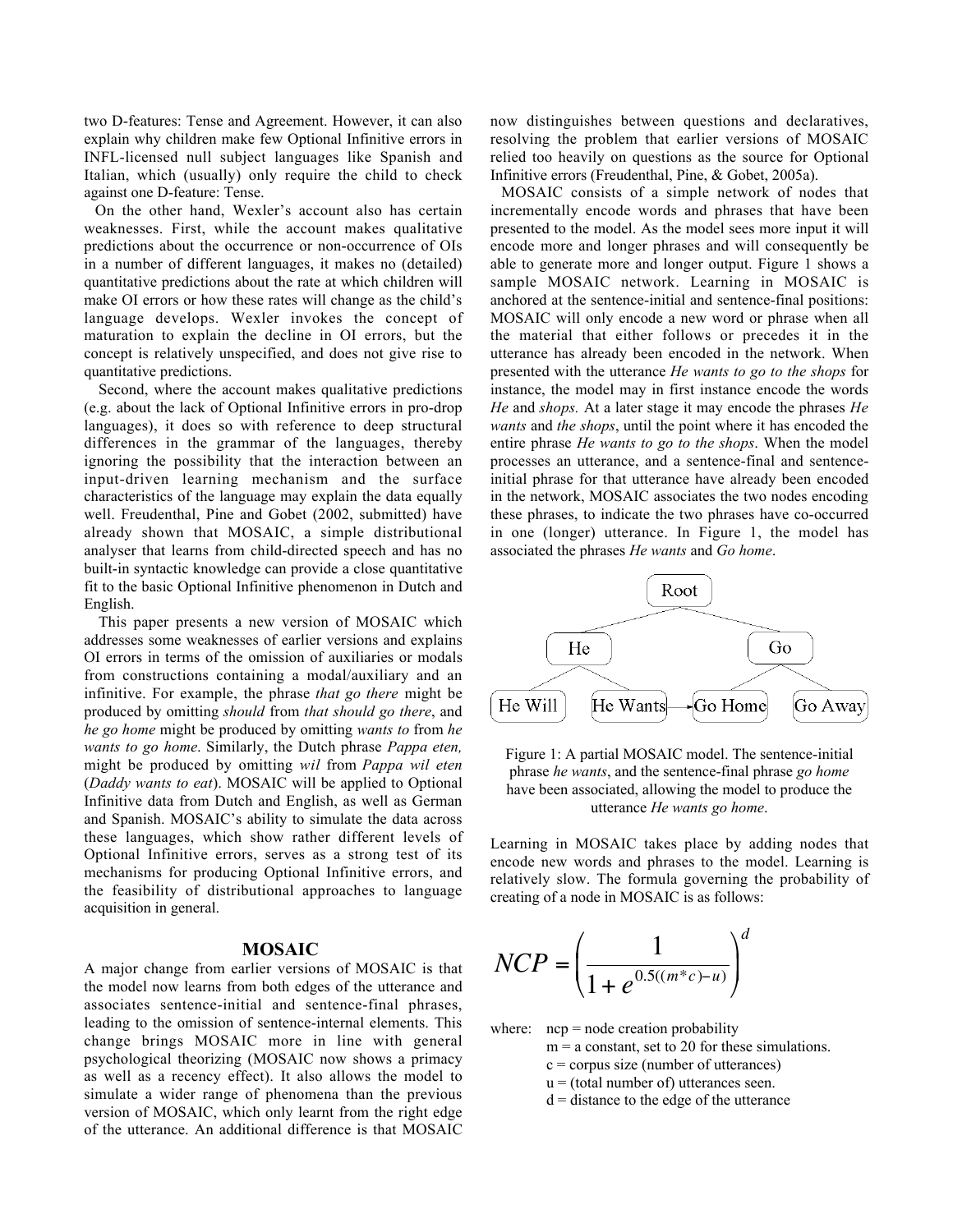two D-features: Tense and Agreement. However, it can also explain why children make few Optional Infinitive errors in INFL-licensed null subject languages like Spanish and Italian, which (usually) only require the child to check against one D-feature: Tense.

On the other hand, Wexler's account also has certain weaknesses. First, while the account makes qualitative predictions about the occurrence or non-occurrence of OIs in a number of different languages, it makes no (detailed) quantitative predictions about the rate at which children will make OI errors or how these rates will change as the child's language develops. Wexler invokes the concept of maturation to explain the decline in OI errors, but the concept is relatively unspecified, and does not give rise to quantitative predictions.

Second, where the account makes qualitative predictions (e.g. about the lack of Optional Infinitive errors in pro-drop languages), it does so with reference to deep structural differences in the grammar of the languages, thereby ignoring the possibility that the interaction between an input-driven learning mechanism and the surface characteristics of the language may explain the data equally well. Freudenthal, Pine and Gobet (2002, submitted) have already shown that MOSAIC, a simple distributional analyser that learns from child-directed speech and has no built-in syntactic knowledge can provide a close quantitative fit to the basic Optional Infinitive phenomenon in Dutch and English.

This paper presents a new version of MOSAIC which addresses some weaknesses of earlier versions and explains OI errors in terms of the omission of auxiliaries or modals from constructions containing a modal/auxiliary and an infinitive. For example, the phrase *that go there* might be produced by omitting *should* from *that should go there*, and *he go home* might be produced by omitting *wants to* from *he wants to go home*. Similarly, the Dutch phrase *Pappa eten,* might be produced by omitting *wil* from *Pappa wil eten* (*Daddy wants to eat*). MOSAIC will be applied to Optional Infinitive data from Dutch and English, as well as German and Spanish. MOSAIC's ability to simulate the data across these languages, which show rather different levels of Optional Infinitive errors, serves as a strong test of its mechanisms for producing Optional Infinitive errors, and the feasibility of distributional approaches to language acquisition in general.

## MOSAIC

A major change from earlier versions of MOSAIC is that the model now learns from both edges of the utterance and associates sentence-initial and sentence-final phrases, leading to the omission of sentence-internal elements. This change brings MOSAIC more in line with general psychological theorizing (MOSAIC now shows a primacy as well as a recency effect). It also allows the model to simulate a wider range of phenomena than the previous version of MOSAIC, which only learnt from the right edge of the utterance. An additional difference is that MOSAIC now distinguishes between questions and declaratives, resolving the problem that earlier versions of MOSAIC relied too heavily on questions as the source for Optional Infinitive errors (Freudenthal, Pine, & Gobet, 2005a).

MOSAIC consists of a simple network of nodes that incrementally encode words and phrases that have been presented to the model. As the model sees more input it will encode more and longer phrases and will consequently be able to generate more and longer output. Figure 1 shows a sample MOSAIC network. Learning in MOSAIC is anchored at the sentence-initial and sentence-final positions: MOSAIC will only encode a new word or phrase when all the material that either follows or precedes it in the utterance has already been encoded in the network. When presented with the utterance *He wants to go to the shops* for instance, the model may in first instance encode the words *He* and *shops.* At a later stage it may encode the phrases *He wants* and *the shops*, until the point where it has encoded the entire phrase *He wants to go to the shops*. When the model processes an utterance, and a sentence-final and sentence-initial phrase for that utterance have already been encoded in the network, MOSAIC associates the two nodes encoding these phrases, to indicate the two phrases have co-occurred in one (longer) utterance. In Figure 1, the model has associated the phrases *He wants* and *Go home*.

Figure 1: A partial MOSAIC model. The sentence-initial phrase *he wants*, and the sentence-final phrase *go home* have been associated, allowing the model to produce the utterance *He wants go home*.

Learning in MOSAIC takes place by adding nodes that encode new words and phrases to the model. Learning is relatively slow. The formula governing the probability of creating of a node in MOSAIC is as follows:

$$NCP = \left(\frac{1}{1+e^{0.5((m*c)-u)}}\right)^{d}$$

where:
- ncp = node creation probability
- m = a constant, set to 20 for these simulations.
- c = corpus size (number of utterances)
- u = (total number of) utterances seen.
- d = distance to the edge of the utterance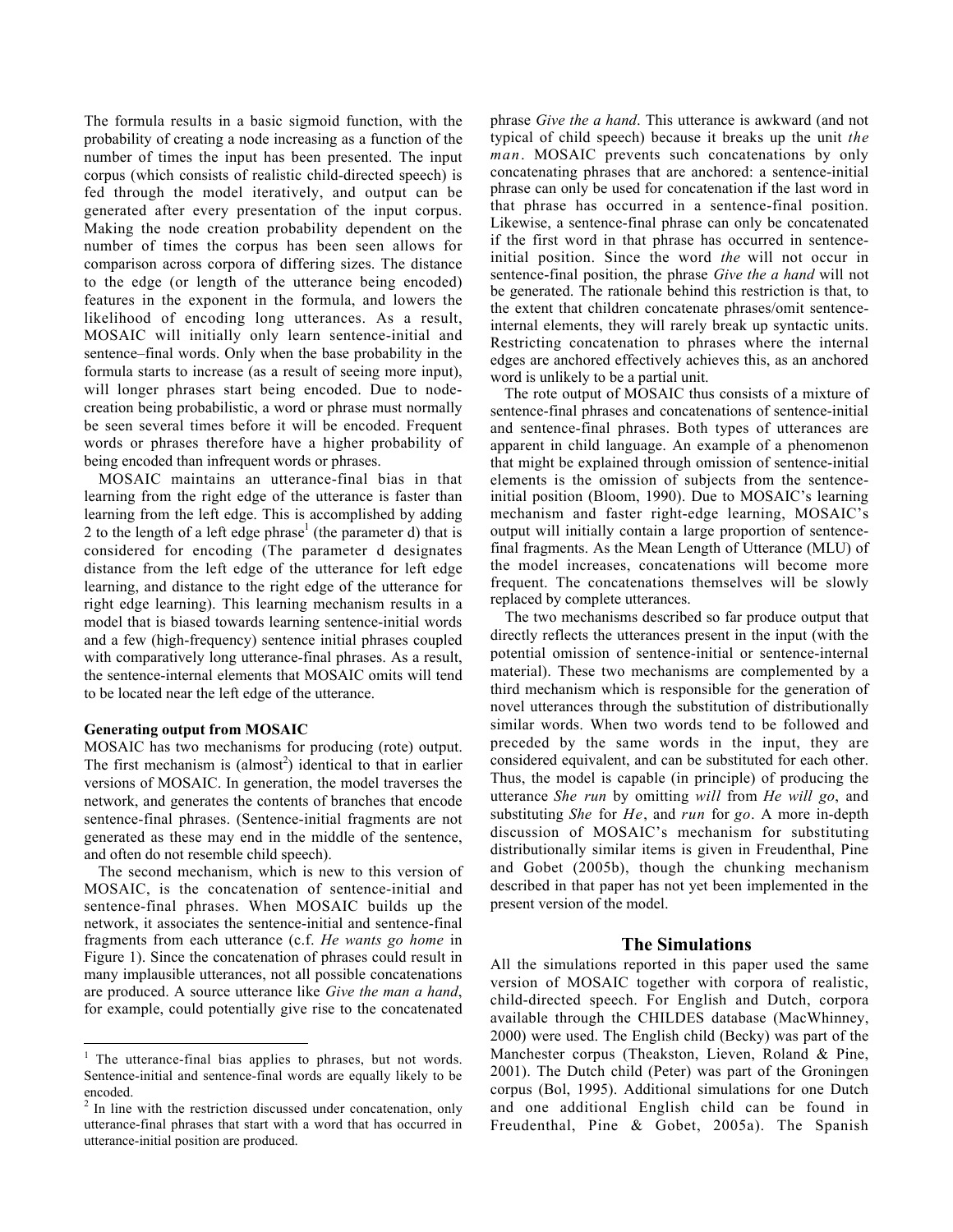The formula results in a basic sigmoid function, with the probability of creating a node increasing as a function of the number of times the input has been presented. The input corpus (which consists of realistic child-directed speech) is fed through the model iteratively, and output can be generated after every presentation of the input corpus. Making the node creation probability dependent on the number of times the corpus has been seen allows for comparison across corpora of differing sizes. The distance to the edge (or length of the utterance being encoded) features in the exponent in the formula, and lowers the likelihood of encoding long utterances. As a result, MOSAIC will initially only learn sentence-initial and sentence–final words. Only when the base probability in the formula starts to increase (as a result of seeing more input), will longer phrases start being encoded. Due to node-creation being probabilistic, a word or phrase must normally be seen several times before it will be encoded. Frequent words or phrases therefore have a higher probability of being encoded than infrequent words or phrases.

MOSAIC maintains an utterance-final bias in that learning from the right edge of the utterance is faster than learning from the left edge. This is accomplished by adding 2 to the length of a left edge phrase[1] (the parameter d) that is considered for encoding (The parameter d designates distance from the left edge of the utterance for left edge learning, and distance to the right edge of the utterance for right edge learning). This learning mechanism results in a model that is biased towards learning sentence-initial words and a few (high-frequency) sentence initial phrases coupled with comparatively long utterance-final phrases. As a result, the sentence-internal elements that MOSAIC omits will tend to be located near the left edge of the utterance.

#### Generating output from MOSAIC

MOSAIC has two mechanisms for producing (rote) output. The first mechanism is (almost[2]) identical to that in earlier versions of MOSAIC. In generation, the model traverses the network, and generates the contents of branches that encode sentence-final phrases. (Sentence-initial fragments are not generated as these may end in the middle of the sentence, and often do not resemble child speech).

The second mechanism, which is new to this version of MOSAIC, is the concatenation of sentence-initial and sentence-final phrases. When MOSAIC builds up the network, it associates the sentence-initial and sentence-final fragments from each utterance (c.f. *He wants go home* in Figure 1). Since the concatenation of phrases could result in many implausible utterances, not all possible concatenations are produced. A source utterance like *Give the man a hand*, for example, could potentially give rise to the concatenated phrase *Give the a hand*. This utterance is awkward (and not typical of child speech) because it breaks up the unit *the man*. MOSAIC prevents such concatenations by only concatenating phrases that are anchored: a sentence-initial phrase can only be used for concatenation if the last word in that phrase has occurred in a sentence-final position. Likewise, a sentence-final phrase can only be concatenated if the first word in that phrase has occurred in sentence-initial position. Since the word *the* will not occur in sentence-final position, the phrase *Give the a hand* will not be generated. The rationale behind this restriction is that, to the extent that children concatenate phrases/omit sentence-internal elements, they will rarely break up syntactic units. Restricting concatenation to phrases where the internal edges are anchored effectively achieves this, as an anchored word is unlikely to be a partial unit.

The rote output of MOSAIC thus consists of a mixture of sentence-final phrases and concatenations of sentence-initial and sentence-final phrases. Both types of utterances are apparent in child language. An example of a phenomenon that might be explained through omission of sentence-initial elements is the omission of subjects from the sentence-initial position (Bloom, 1990). Due to MOSAIC's learning mechanism and faster right-edge learning, MOSAIC's output will initially contain a large proportion of sentence-final fragments. As the Mean Length of Utterance (MLU) of the model increases, concatenations will become more frequent. The concatenations themselves will be slowly replaced by complete utterances.

The two mechanisms described so far produce output that directly reflects the utterances present in the input (with the potential omission of sentence-initial or sentence-internal material). These two mechanisms are complemented by a third mechanism which is responsible for the generation of novel utterances through the substitution of distributionally similar words. When two words tend to be followed and preceded by the same words in the input, they are considered equivalent, and can be substituted for each other. Thus, the model is capable (in principle) of producing the utterance *She run* by omitting *will* from *He will go*, and substituting *She* for *He*, and *run* for *go*. A more in-depth discussion of MOSAIC's mechanism for substituting distributionally similar items is given in Freudenthal, Pine and Gobet (2005b), though the chunking mechanism described in that paper has not yet been implemented in the present version of the model.

## The Simulations

All the simulations reported in this paper used the same version of MOSAIC together with corpora of realistic, child-directed speech. For English and Dutch, corpora available through the CHILDES database (MacWhinney, 2000) were used. The English child (Becky) was part of the Manchester corpus (Theakston, Lieven, Roland & Pine, 2001). The Dutch child (Peter) was part of the Groningen corpus (Bol, 1995). Additional simulations for one Dutch and one additional English child can be found in Freudenthal, Pine & Gobet, 2005a). The Spanish

[1] The utterance-final bias applies to phrases, but not words. Sentence-initial and sentence-final words are equally likely to be encoded.

[2] In line with the restriction discussed under concatenation, only utterance-final phrases that start with a word that has occurred in utterance-initial position are produced.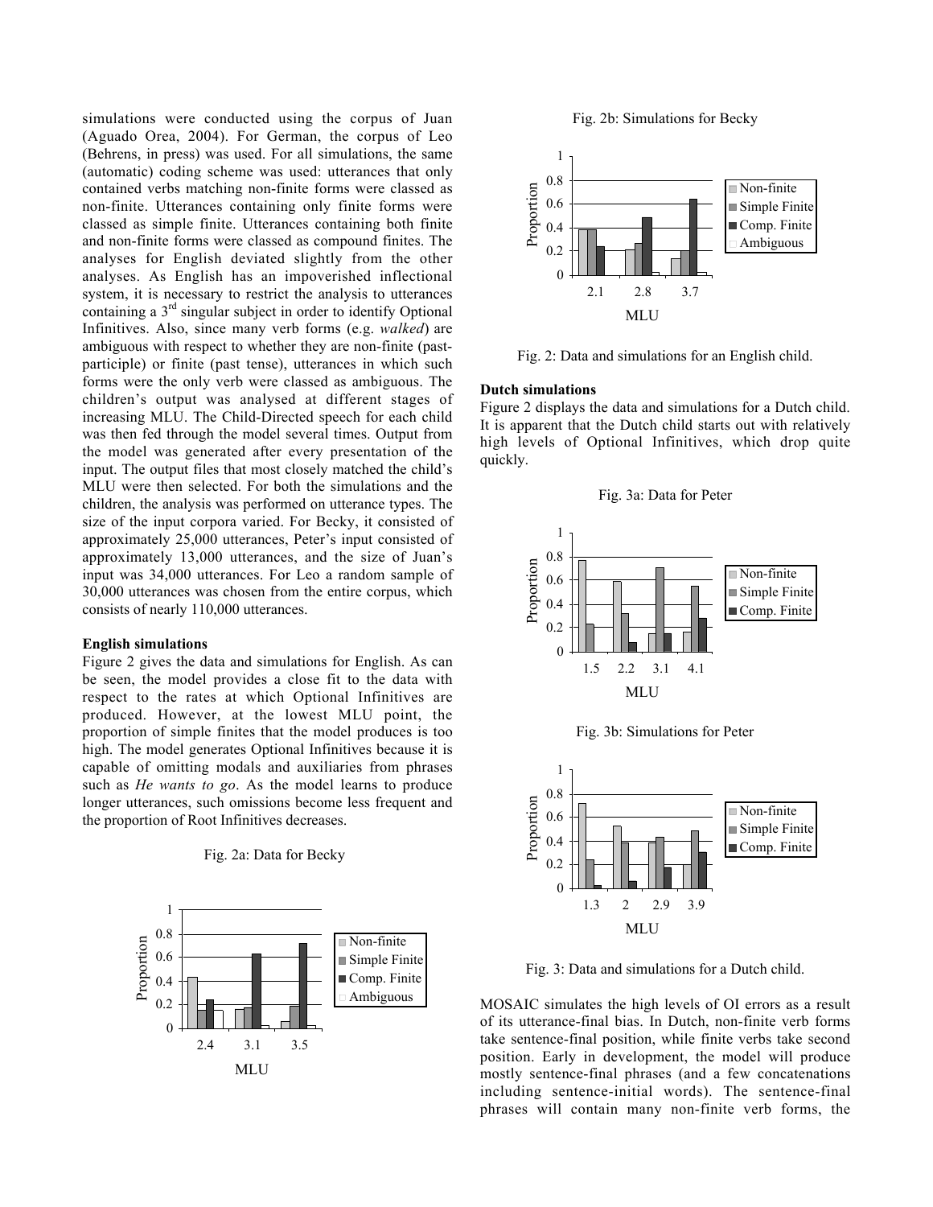simulations were conducted using the corpus of Juan (Aguado Orea, 2004). For German, the corpus of Leo (Behrens, in press) was used. For all simulations, the same (automatic) coding scheme was used: utterances that only contained verbs matching non-finite forms were classed as non-finite. Utterances containing only finite forms were classed as simple finite. Utterances containing both finite and non-finite forms were classed as compound finites. The analyses for English deviated slightly from the other analyses. As English has an impoverished inflectional system, it is necessary to restrict the analysis to utterances containing a 3[rd] singular subject in order to identify Optional Infinitives. Also, since many verb forms (e.g. *walked*) are ambiguous with respect to whether they are non-finite (past-participle) or finite (past tense), utterances in which such forms were the only verb were classed as ambiguous. The children's output was analysed at different stages of increasing MLU. The Child-Directed speech for each child was then fed through the model several times. Output from the model was generated after every presentation of the input. The output files that most closely matched the child's MLU were then selected. For both the simulations and the children, the analysis was performed on utterance types. The size of the input corpora varied. For Becky, it consisted of approximately 25,000 utterances, Peter's input consisted of approximately 13,000 utterances, and the size of Juan's input was 34,000 utterances. For Leo a random sample of 30,000 utterances was chosen from the entire corpus, which consists of nearly 110,000 utterances.

**English simulations**

Figure 2 gives the data and simulations for English. As can be seen, the model provides a close fit to the data with respect to the rates at which Optional Infinitives are produced. However, at the lowest MLU point, the proportion of simple finites that the model produces is too high. The model generates Optional Infinitives because it is capable of omitting modals and auxiliaries from phrases such as *He wants to go*. As the model learns to produce longer utterances, such omissions become less frequent and the proportion of Root Infinitives decreases.

Fig. 2a: Data for Becky

Fig. 2b: Simulations for Becky

Fig. 2: Data and simulations for an English child.

**Dutch simulations**

Figure 2 displays the data and simulations for a Dutch child. It is apparent that the Dutch child starts out with relatively high levels of Optional Infinitives, which drop quite quickly.

Fig. 3a: Data for Peter

Fig. 3b: Simulations for Peter

Fig. 3: Data and simulations for a Dutch child.

MOSAIC simulates the high levels of OI errors as a result of its utterance-final bias. In Dutch, non-finite verb forms take sentence-final position, while finite verbs take second position. Early in development, the model will produce mostly sentence-final phrases (and a few concatenations including sentence-initial words). The sentence-final phrases will contain many non-finite verb forms, the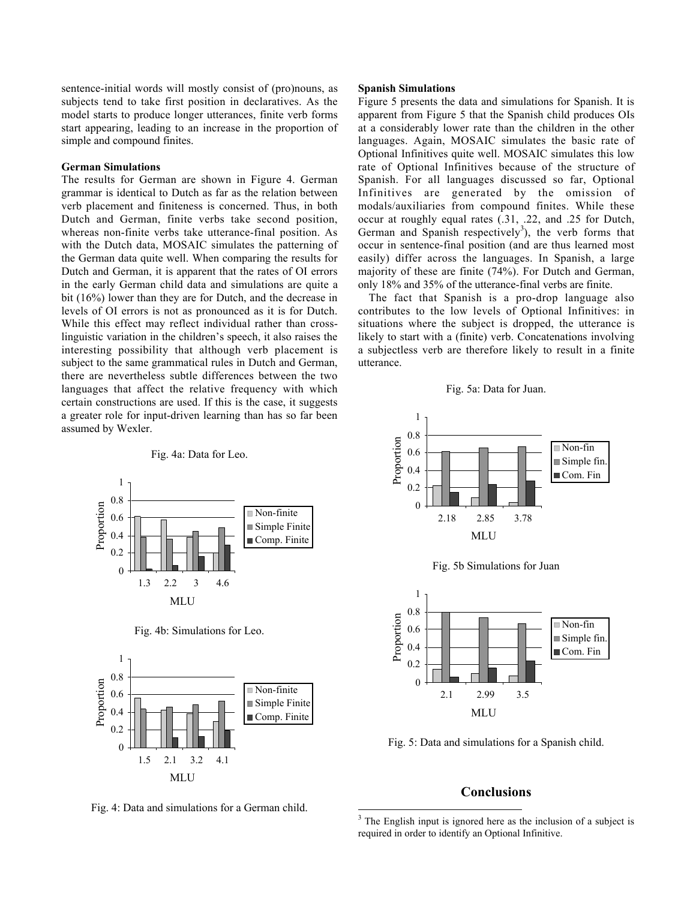sentence-initial words will mostly consist of (pro)nouns, as subjects tend to take first position in declaratives. As the model starts to produce longer utterances, finite verb forms start appearing, leading to an increase in the proportion of simple and compound finites.

**German Simulations**

The results for German are shown in Figure 4. German grammar is identical to Dutch as far as the relation between verb placement and finiteness is concerned. Thus, in both Dutch and German, finite verbs take second position, whereas non-finite verbs take utterance-final position. As with the Dutch data, MOSAIC simulates the patterning of the German data quite well. When comparing the results for Dutch and German, it is apparent that the rates of OI errors in the early German child data and simulations are quite a bit (16%) lower than they are for Dutch, and the decrease in levels of OI errors is not as pronounced as it is for Dutch. While this effect may reflect individual rather than cross-linguistic variation in the children's speech, it also raises the interesting possibility that although verb placement is subject to the same grammatical rules in Dutch and German, there are nevertheless subtle differences between the two languages that affect the relative frequency with which certain constructions are used. If this is the case, it suggests a greater role for input-driven learning than has so far been assumed by Wexler.

Fig. 4a: Data for Leo.

Fig. 4b: Simulations for Leo.

Fig. 4: Data and simulations for a German child.

**Spanish Simulations**

Figure 5 presents the data and simulations for Spanish. It is apparent from Figure 5 that the Spanish child produces OIs at a considerably lower rate than the children in the other languages. Again, MOSAIC simulates the basic rate of Optional Infinitives quite well. MOSAIC simulates this low rate of Optional Infinitives because of the structure of Spanish. For all languages discussed so far, Optional Infinitives are generated by the omission of modals/auxiliaries from compound finites. While these occur at roughly equal rates (.31, .22, and .25 for Dutch, German and Spanish respectively[3]), the verb forms that occur in sentence-final position (and are thus learned most easily) differ across the languages. In Spanish, a large majority of these are finite (74%). For Dutch and German, only 18% and 35% of the utterance-final verbs are finite.

The fact that Spanish is a pro-drop language also contributes to the low levels of Optional Infinitives: in situations where the subject is dropped, the utterance is likely to start with a (finite) verb. Concatenations involving a subjectless verb are therefore likely to result in a finite utterance.

Fig. 5a: Data for Juan.

Fig. 5b Simulations for Juan

Fig. 5: Data and simulations for a Spanish child.

## Conclusions

[3] The English input is ignored here as the inclusion of a subject is required in order to identify an Optional Infinitive.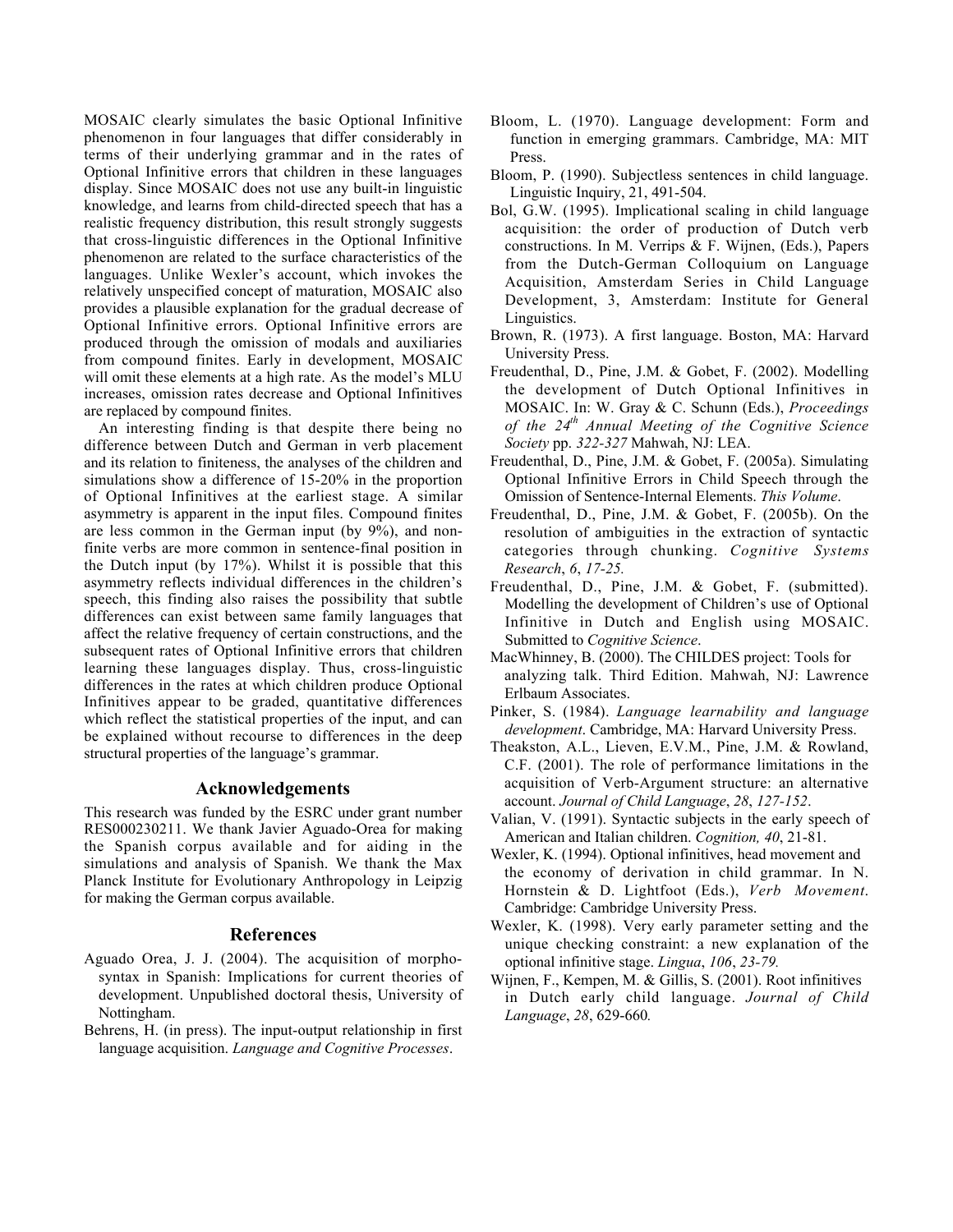MOSAIC clearly simulates the basic Optional Infinitive phenomenon in four languages that differ considerably in terms of their underlying grammar and in the rates of Optional Infinitive errors that children in these languages display. Since MOSAIC does not use any built-in linguistic knowledge, and learns from child-directed speech that has a realistic frequency distribution, this result strongly suggests that cross-linguistic differences in the Optional Infinitive phenomenon are related to the surface characteristics of the languages. Unlike Wexler's account, which invokes the relatively unspecified concept of maturation, MOSAIC also provides a plausible explanation for the gradual decrease of Optional Infinitive errors. Optional Infinitive errors are produced through the omission of modals and auxiliaries from compound finites. Early in development, MOSAIC will omit these elements at a high rate. As the model's MLU increases, omission rates decrease and Optional Infinitives are replaced by compound finites.

An interesting finding is that despite there being no difference between Dutch and German in verb placement and its relation to finiteness, the analyses of the children and simulations show a difference of 15-20% in the proportion of Optional Infinitives at the earliest stage. A similar asymmetry is apparent in the input files. Compound finites are less common in the German input (by 9%), and non-finite verbs are more common in sentence-final position in the Dutch input (by 17%). Whilst it is possible that this asymmetry reflects individual differences in the children's speech, this finding also raises the possibility that subtle differences can exist between same family languages that affect the relative frequency of certain constructions, and the subsequent rates of Optional Infinitive errors that children learning these languages display. Thus, cross-linguistic differences in the rates at which children produce Optional Infinitives appear to be graded, quantitative differences which reflect the statistical properties of the input, and can be explained without recourse to differences in the deep structural properties of the language's grammar.

## Acknowledgements

This research was funded by the ESRC under grant number RES000230211. We thank Javier Aguado-Orea for making the Spanish corpus available and for aiding in the simulations and analysis of Spanish. We thank the Max Planck Institute for Evolutionary Anthropology in Leipzig for making the German corpus available.

## References

Aguado Orea, J. J. (2004). The acquisition of morpho-syntax in Spanish: Implications for current theories of development. Unpublished doctoral thesis, University of Nottingham.

Behrens, H. (in press). The input-output relationship in first language acquisition. *Language and Cognitive Processes*.

Bloom, L. (1970). Language development: Form and function in emerging grammars. Cambridge, MA: MIT Press.

Bloom, P. (1990). Subjectless sentences in child language. Linguistic Inquiry, 21, 491-504.

Bol, G.W. (1995). Implicational scaling in child language acquisition: the order of production of Dutch verb constructions. In M. Verrips & F. Wijnen, (Eds.), Papers from the Dutch-German Colloquium on Language Acquisition, Amsterdam Series in Child Language Development, 3, Amsterdam: Institute for General Linguistics.

Brown, R. (1973). A first language. Boston, MA: Harvard University Press.

Freudenthal, D., Pine, J.M. & Gobet, F. (2002). Modelling the development of Dutch Optional Infinitives in MOSAIC. In: W. Gray & C. Schunn (Eds.), *Proceedings of the 24th Annual Meeting of the Cognitive Science Society* pp. *322-327* Mahwah, NJ: LEA.

Freudenthal, D., Pine, J.M. & Gobet, F. (2005a). Simulating Optional Infinitive Errors in Child Speech through the Omission of Sentence-Internal Elements. *This Volume*.

Freudenthal, D., Pine, J.M. & Gobet, F. (2005b). On the resolution of ambiguities in the extraction of syntactic categories through chunking. *Cognitive Systems Research*, *6*, *17-25.*

Freudenthal, D., Pine, J.M. & Gobet, F. (submitted). Modelling the development of Children's use of Optional Infinitive in Dutch and English using MOSAIC. Submitted to *Cognitive Science*.

MacWhinney, B. (2000). The CHILDES project: Tools for analyzing talk. Third Edition. Mahwah, NJ: Lawrence Erlbaum Associates.

Pinker, S. (1984). *Language learnability and language development*. Cambridge, MA: Harvard University Press.

Theakston, A.L., Lieven, E.V.M., Pine, J.M. & Rowland, C.F. (2001). The role of performance limitations in the acquisition of Verb-Argument structure: an alternative account. *Journal of Child Language*, *28*, *127-152*.

Valian, V. (1991). Syntactic subjects in the early speech of American and Italian children. *Cognition, 40*, 21-81.

Wexler, K. (1994). Optional infinitives, head movement and the economy of derivation in child grammar. In N. Hornstein & D. Lightfoot (Eds.), *Verb Movement*. Cambridge: Cambridge University Press.

Wexler, K. (1998). Very early parameter setting and the unique checking constraint: a new explanation of the optional infinitive stage. *Lingua*, *106*, *23-79.*

Wijnen, F., Kempen, M. & Gillis, S. (2001). Root infinitives in Dutch early child language. *Journal of Child Language*, *28*, 629-660*.*